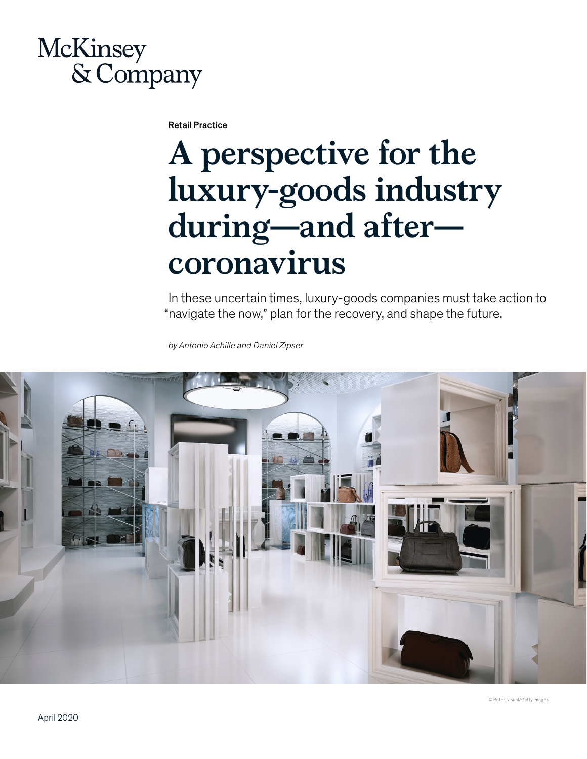McKinsey & Company

Retail Practice

# A perspective for the luxury-goods industry during—and after—coronavirus

In these uncertain times, luxury-goods companies must take action to "navigate the now," plan for the recovery, and shape the future.

*by Antonio Achille and Daniel Zipser*

© Peter_visual/Getty Images

April 2020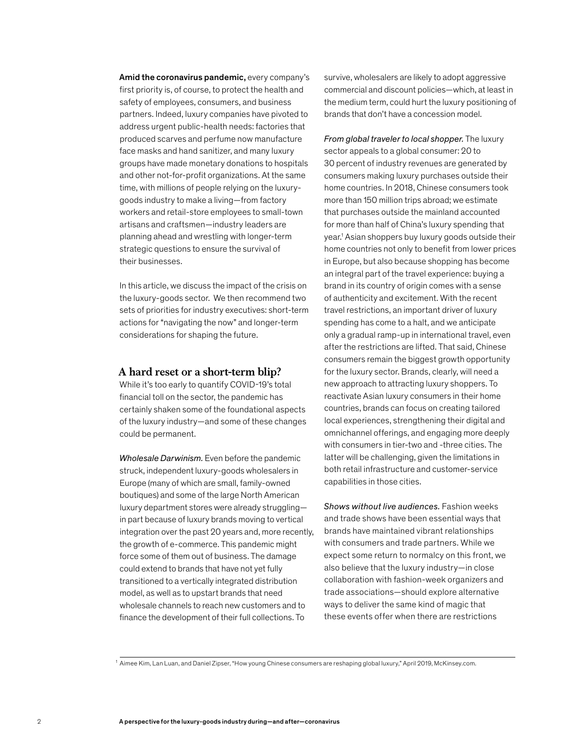**Amid the coronavirus pandemic,** every company's first priority is, of course, to protect the health and safety of employees, consumers, and business partners. Indeed, luxury companies have pivoted to address urgent public-health needs: factories that produced scarves and perfume now manufacture face masks and hand sanitizer, and many luxury groups have made monetary donations to hospitals and other not-for-profit organizations. At the same time, with millions of people relying on the luxury-goods industry to make a living—from factory workers and retail-store employees to small-town artisans and craftsmen—industry leaders are planning ahead and wrestling with longer-term strategic questions to ensure the survival of their businesses.

In this article, we discuss the impact of the crisis on the luxury-goods sector. We then recommend two sets of priorities for industry executives: short-term actions for "navigating the now" and longer-term considerations for shaping the future.

## A hard reset or a short-term blip?

While it's too early to quantify COVID-19's total financial toll on the sector, the pandemic has certainly shaken some of the foundational aspects of the luxury industry—and some of these changes could be permanent.

*Wholesale Darwinism.* Even before the pandemic struck, independent luxury-goods wholesalers in Europe (many of which are small, family-owned boutiques) and some of the large North American luxury department stores were already struggling—in part because of luxury brands moving to vertical integration over the past 20 years and, more recently, the growth of e-commerce. This pandemic might force some of them out of business. The damage could extend to brands that have not yet fully transitioned to a vertically integrated distribution model, as well as to upstart brands that need wholesale channels to reach new customers and to finance the development of their full collections. To survive, wholesalers are likely to adopt aggressive commercial and discount policies—which, at least in the medium term, could hurt the luxury positioning of brands that don't have a concession model.

*From global traveler to local shopper.* The luxury sector appeals to a global consumer: 20 to 30 percent of industry revenues are generated by consumers making luxury purchases outside their home countries. In 2018, Chinese consumers took more than 150 million trips abroad; we estimate that purchases outside the mainland accounted for more than half of China's luxury spending that year.[1] Asian shoppers buy luxury goods outside their home countries not only to benefit from lower prices in Europe, but also because shopping has become an integral part of the travel experience: buying a brand in its country of origin comes with a sense of authenticity and excitement. With the recent travel restrictions, an important driver of luxury spending has come to a halt, and we anticipate only a gradual ramp-up in international travel, even after the restrictions are lifted. That said, Chinese consumers remain the biggest growth opportunity for the luxury sector. Brands, clearly, will need a new approach to attracting luxury shoppers. To reactivate Asian luxury consumers in their home countries, brands can focus on creating tailored local experiences, strengthening their digital and omnichannel offerings, and engaging more deeply with consumers in tier-two and -three cities. The latter will be challenging, given the limitations in both retail infrastructure and customer-service capabilities in those cities.

*Shows without live audiences.* Fashion weeks and trade shows have been essential ways that brands have maintained vibrant relationships with consumers and trade partners. While we expect some return to normalcy on this front, we also believe that the luxury industry—in close collaboration with fashion-week organizers and trade associations—should explore alternative ways to deliver the same kind of magic that these events offer when there are restrictions

[1] Aimee Kim, Lan Luan, and Daniel Zipser, "How young Chinese consumers are reshaping global luxury," April 2019, McKinsey.com.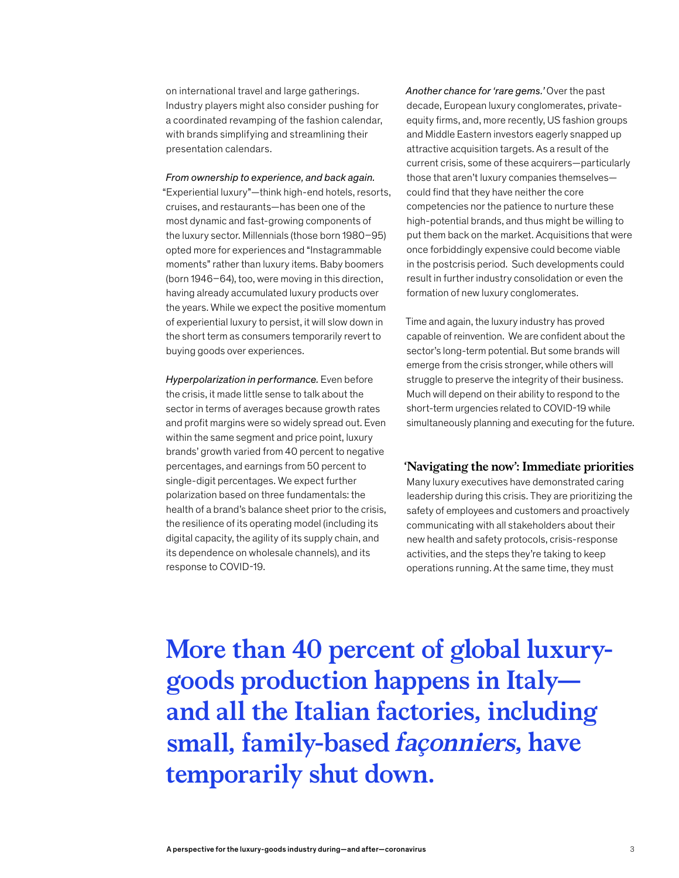on international travel and large gatherings. Industry players might also consider pushing for a coordinated revamping of the fashion calendar, with brands simplifying and streamlining their presentation calendars.

*From ownership to experience, and back again.* "Experiential luxury"—think high-end hotels, resorts, cruises, and restaurants—has been one of the most dynamic and fast-growing components of the luxury sector. Millennials (those born 1980–95) opted more for experiences and "Instagrammable moments" rather than luxury items. Baby boomers (born 1946–64), too, were moving in this direction, having already accumulated luxury products over the years. While we expect the positive momentum of experiential luxury to persist, it will slow down in the short term as consumers temporarily revert to buying goods over experiences.

*Hyperpolarization in performance.* Even before the crisis, it made little sense to talk about the sector in terms of averages because growth rates and profit margins were so widely spread out. Even within the same segment and price point, luxury brands' growth varied from 40 percent to negative percentages, and earnings from 50 percent to single-digit percentages. We expect further polarization based on three fundamentals: the health of a brand's balance sheet prior to the crisis, the resilience of its operating model (including its digital capacity, the agility of its supply chain, and its dependence on wholesale channels), and its response to COVID-19.

*Another chance for 'rare gems.'* Over the past decade, European luxury conglomerates, private-equity firms, and, more recently, US fashion groups and Middle Eastern investors eagerly snapped up attractive acquisition targets. As a result of the current crisis, some of these acquirers—particularly those that aren't luxury companies themselves—could find that they have neither the core competencies nor the patience to nurture these high-potential brands, and thus might be willing to put them back on the market. Acquisitions that were once forbiddingly expensive could become viable in the postcrisis period. Such developments could result in further industry consolidation or even the formation of new luxury conglomerates.

Time and again, the luxury industry has proved capable of reinvention. We are confident about the sector's long-term potential. But some brands will emerge from the crisis stronger, while others will struggle to preserve the integrity of their business. Much will depend on their ability to respond to the short-term urgencies related to COVID-19 while simultaneously planning and executing for the future.

## 'Navigating the now': Immediate priorities

Many luxury executives have demonstrated caring leadership during this crisis. They are prioritizing the safety of employees and customers and proactively communicating with all stakeholders about their new health and safety protocols, crisis-response activities, and the steps they're taking to keep operations running. At the same time, they must

**More than 40 percent of global luxury-goods production happens in Italy—and all the Italian factories, including small, family-based *façonniers*, have temporarily shut down.**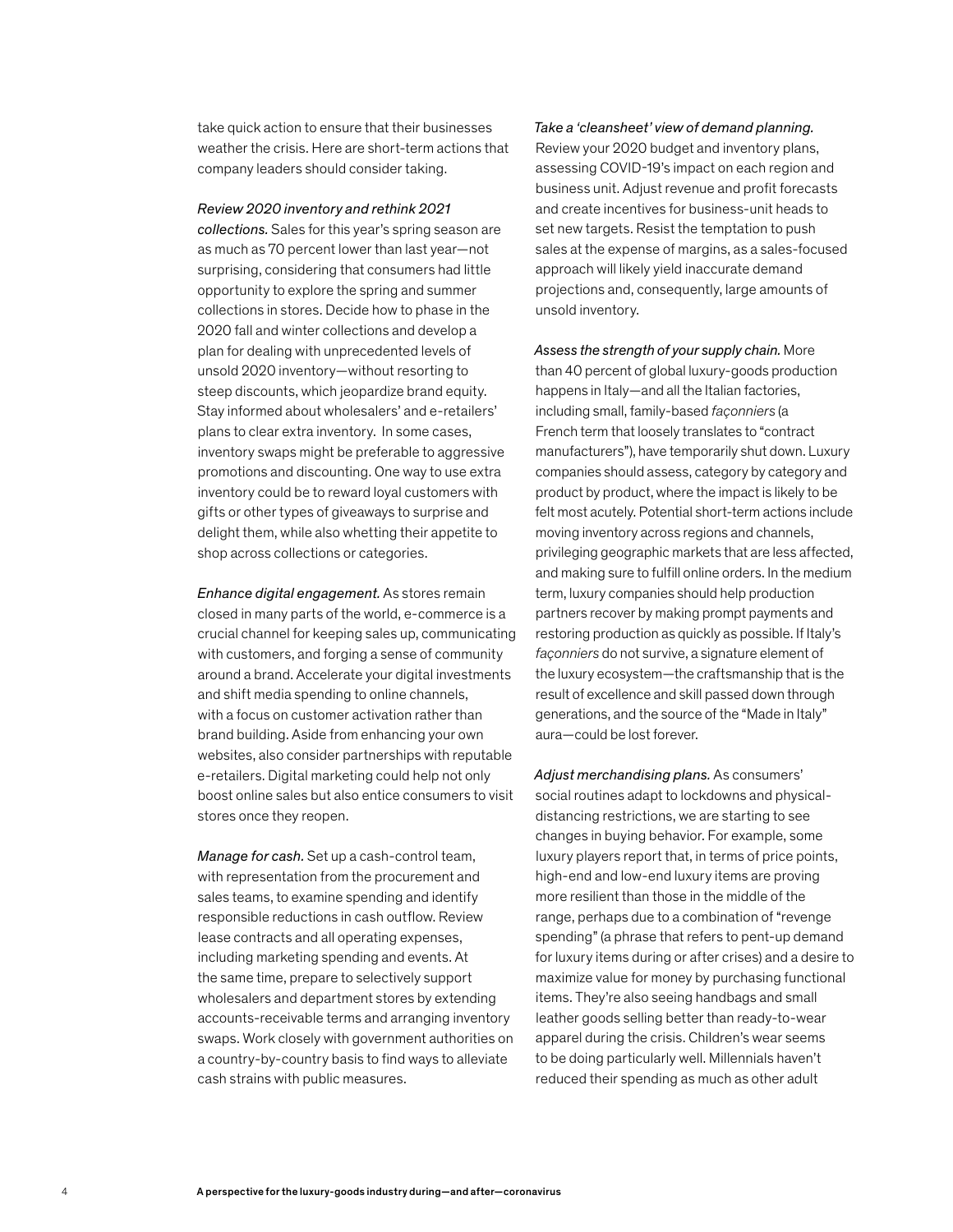take quick action to ensure that their businesses weather the crisis. Here are short-term actions that company leaders should consider taking.

*Review 2020 inventory and rethink 2021 collections.* Sales for this year's spring season are as much as 70 percent lower than last year—not surprising, considering that consumers had little opportunity to explore the spring and summer collections in stores. Decide how to phase in the 2020 fall and winter collections and develop a plan for dealing with unprecedented levels of unsold 2020 inventory—without resorting to steep discounts, which jeopardize brand equity. Stay informed about wholesalers' and e-retailers' plans to clear extra inventory. In some cases, inventory swaps might be preferable to aggressive promotions and discounting. One way to use extra inventory could be to reward loyal customers with gifts or other types of giveaways to surprise and delight them, while also whetting their appetite to shop across collections or categories.

*Enhance digital engagement.* As stores remain closed in many parts of the world, e-commerce is a crucial channel for keeping sales up, communicating with customers, and forging a sense of community around a brand. Accelerate your digital investments and shift media spending to online channels, with a focus on customer activation rather than brand building. Aside from enhancing your own websites, also consider partnerships with reputable e-retailers. Digital marketing could help not only boost online sales but also entice consumers to visit stores once they reopen.

*Manage for cash.* Set up a cash-control team, with representation from the procurement and sales teams, to examine spending and identify responsible reductions in cash outflow. Review lease contracts and all operating expenses, including marketing spending and events. At the same time, prepare to selectively support wholesalers and department stores by extending accounts-receivable terms and arranging inventory swaps. Work closely with government authorities on a country-by-country basis to find ways to alleviate cash strains with public measures.

*Take a 'cleansheet' view of demand planning.* Review your 2020 budget and inventory plans, assessing COVID-19's impact on each region and business unit. Adjust revenue and profit forecasts and create incentives for business-unit heads to set new targets. Resist the temptation to push sales at the expense of margins, as a sales-focused approach will likely yield inaccurate demand projections and, consequently, large amounts of unsold inventory.

*Assess the strength of your supply chain.* More than 40 percent of global luxury-goods production happens in Italy—and all the Italian factories, including small, family-based *façonniers* (a French term that loosely translates to "contract manufacturers"), have temporarily shut down. Luxury companies should assess, category by category and product by product, where the impact is likely to be felt most acutely. Potential short-term actions include moving inventory across regions and channels, privileging geographic markets that are less affected, and making sure to fulfill online orders. In the medium term, luxury companies should help production partners recover by making prompt payments and restoring production as quickly as possible. If Italy's *façonniers* do not survive, a signature element of the luxury ecosystem—the craftsmanship that is the result of excellence and skill passed down through generations, and the source of the "Made in Italy" aura—could be lost forever.

*Adjust merchandising plans.* As consumers' social routines adapt to lockdowns and physical-distancing restrictions, we are starting to see changes in buying behavior. For example, some luxury players report that, in terms of price points, high-end and low-end luxury items are proving more resilient than those in the middle of the range, perhaps due to a combination of "revenge spending" (a phrase that refers to pent-up demand for luxury items during or after crises) and a desire to maximize value for money by purchasing functional items. They're also seeing handbags and small leather goods selling better than ready-to-wear apparel during the crisis. Children's wear seems to be doing particularly well. Millennials haven't reduced their spending as much as other adult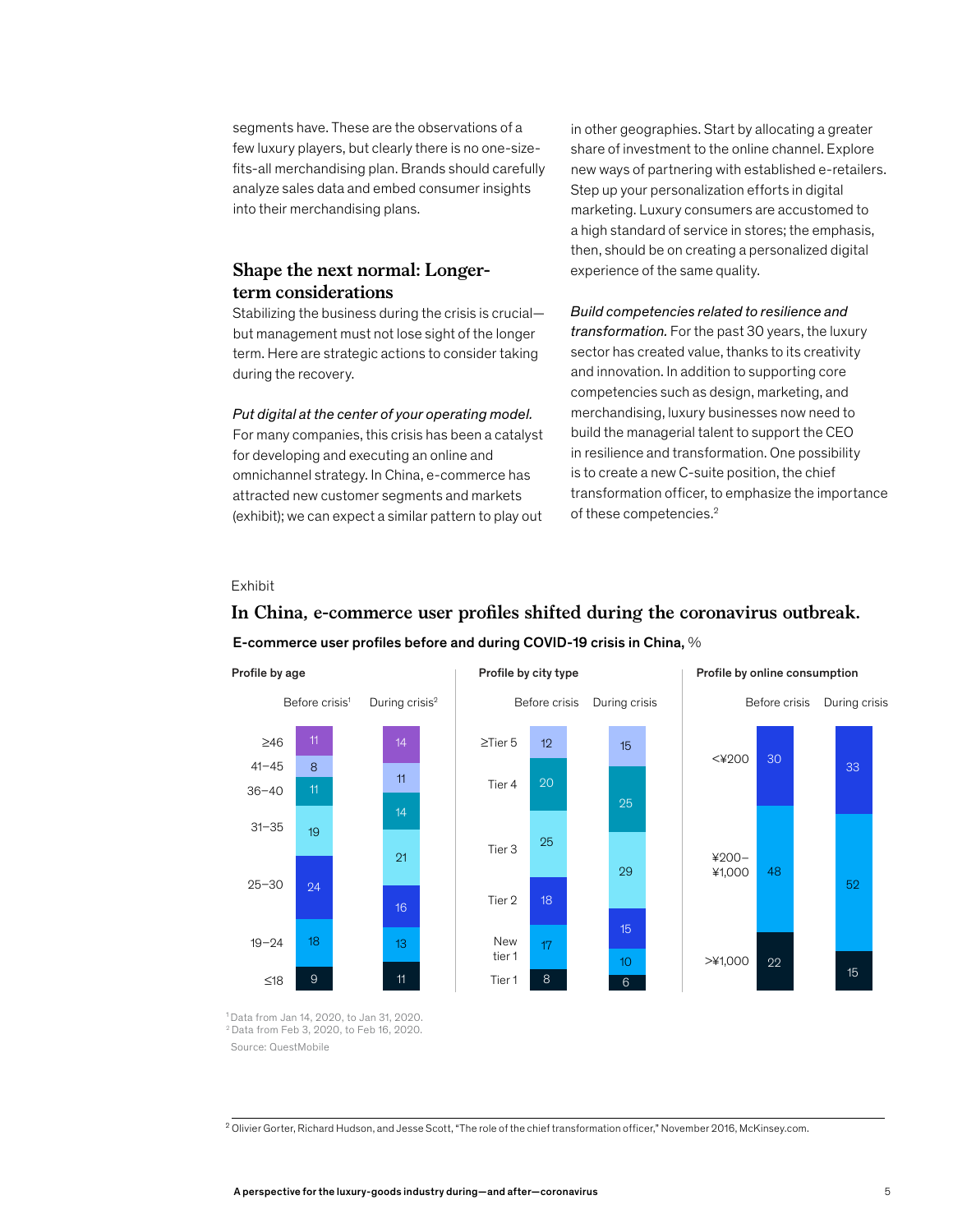segments have. These are the observations of a few luxury players, but clearly there is no one-size-fits-all merchandising plan. Brands should carefully analyze sales data and embed consumer insights into their merchandising plans.

## Shape the next normal: Longer-term considerations

Stabilizing the business during the crisis is crucial—but management must not lose sight of the longer term. Here are strategic actions to consider taking during the recovery.

*Put digital at the center of your operating model.* For many companies, this crisis has been a catalyst for developing and executing an online and omnichannel strategy. In China, e-commerce has attracted new customer segments and markets (exhibit); we can expect a similar pattern to play out in other geographies. Start by allocating a greater share of investment to the online channel. Explore new ways of partnering with established e-retailers. Step up your personalization efforts in digital marketing. Luxury consumers are accustomed to a high standard of service in stores; the emphasis, then, should be on creating a personalized digital experience of the same quality.

*Build competencies related to resilience and transformation.* For the past 30 years, the luxury sector has created value, thanks to its creativity and innovation. In addition to supporting core competencies such as design, marketing, and merchandising, luxury businesses now need to build the managerial talent to support the CEO in resilience and transformation. One possibility is to create a new C-suite position, the chief transformation officer, to emphasize the importance of these competencies.[2]

Exhibit

**In China, e-commerce user profiles shifted during the coronavirus outbreak.**

**E-commerce user profiles before and during COVID-19 crisis in China,** %

**Profile by age**

| Age | Before crisis[1] | During crisis[2] |
|---|---|---|
| ≥46 | 11 | 14 |
| 41–45 | 8 | 11 |
| 36–40 | 11 | 14 |
| 31–35 | 19 | 21 |
| 25–30 | 24 | 16 |
| 19–24 | 18 | 13 |
| ≤18 | 9 | 11 |

**Profile by city type**

| City type | Before crisis | During crisis |
|---|---|---|
| ≥Tier 5 | 12 | 15 |
| Tier 4 | 20 | 25 |
| Tier 3 | 25 | 29 |
| Tier 2 | 18 | 15 |
| New tier 1 | 17 | 10 |
| Tier 1 | 8 | 6 |

**Profile by online consumption**

| Online consumption | Before crisis | During crisis |
|---|---|---|
| <¥200 | 30 | 33 |
| ¥200–¥1,000 | 48 | 52 |
| >¥1,000 | 22 | 15 |

[1] Data from Jan 14, 2020, to Jan 31, 2020.
[2] Data from Feb 3, 2020, to Feb 16, 2020.
Source: QuestMobile

[2] Olivier Gorter, Richard Hudson, and Jesse Scott, "The role of the chief transformation officer," November 2016, McKinsey.com.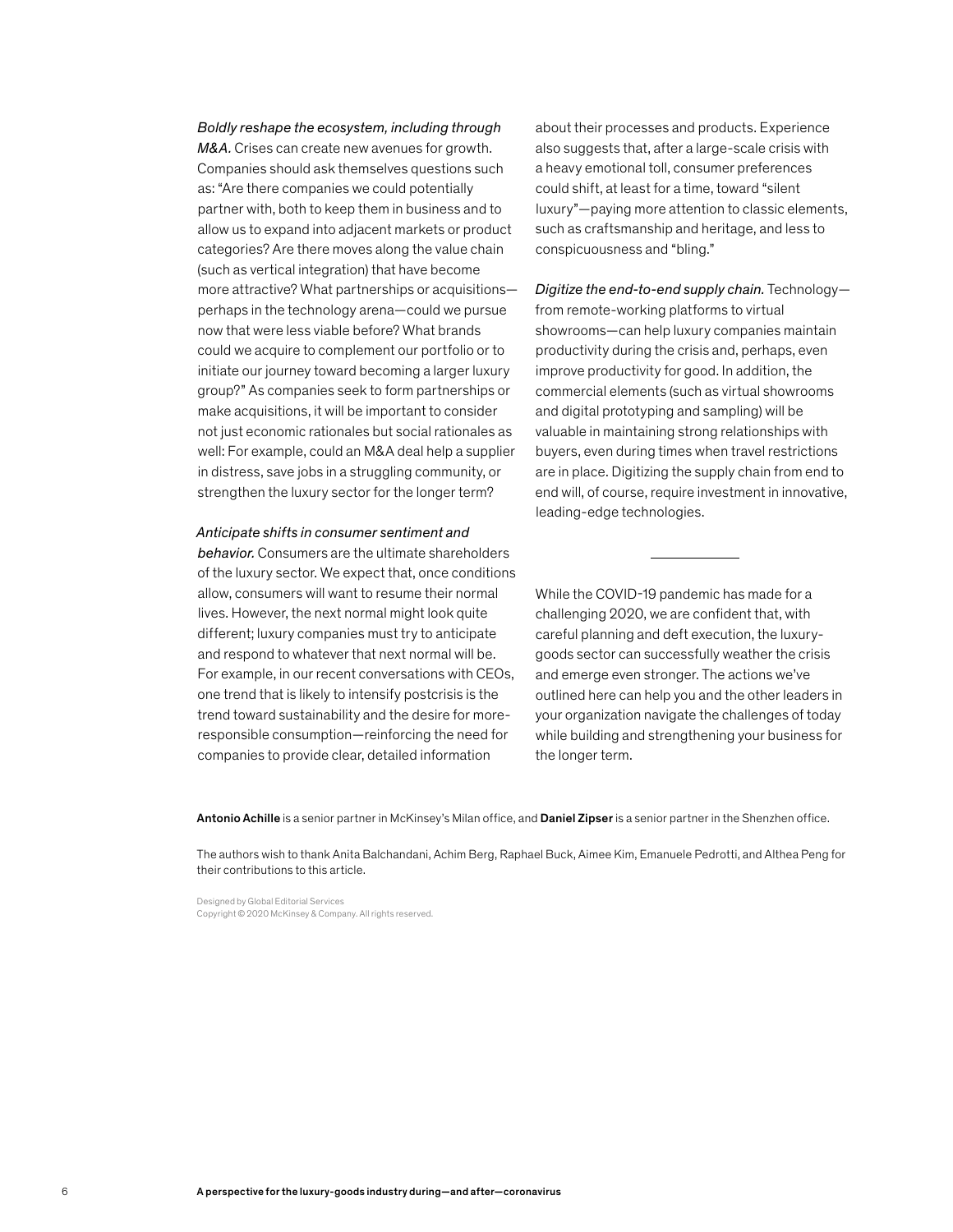*Boldly reshape the ecosystem, including through M&A.* Crises can create new avenues for growth. Companies should ask themselves questions such as: "Are there companies we could potentially partner with, both to keep them in business and to allow us to expand into adjacent markets or product categories? Are there moves along the value chain (such as vertical integration) that have become more attractive? What partnerships or acquisitions—perhaps in the technology arena—could we pursue now that were less viable before? What brands could we acquire to complement our portfolio or to initiate our journey toward becoming a larger luxury group?" As companies seek to form partnerships or make acquisitions, it will be important to consider not just economic rationales but social rationales as well: For example, could an M&A deal help a supplier in distress, save jobs in a struggling community, or strengthen the luxury sector for the longer term?

*Anticipate shifts in consumer sentiment and behavior.* Consumers are the ultimate shareholders of the luxury sector. We expect that, once conditions allow, consumers will want to resume their normal lives. However, the next normal might look quite different; luxury companies must try to anticipate and respond to whatever that next normal will be. For example, in our recent conversations with CEOs, one trend that is likely to intensify postcrisis is the trend toward sustainability and the desire for more-responsible consumption—reinforcing the need for companies to provide clear, detailed information about their processes and products. Experience also suggests that, after a large-scale crisis with a heavy emotional toll, consumer preferences could shift, at least for a time, toward "silent luxury"—paying more attention to classic elements, such as craftsmanship and heritage, and less to conspicuousness and "bling."

*Digitize the end-to-end supply chain.* Technology—from remote-working platforms to virtual showrooms—can help luxury companies maintain productivity during the crisis and, perhaps, even improve productivity for good. In addition, the commercial elements (such as virtual showrooms and digital prototyping and sampling) will be valuable in maintaining strong relationships with buyers, even during times when travel restrictions are in place. Digitizing the supply chain from end to end will, of course, require investment in innovative, leading-edge technologies.

---

While the COVID-19 pandemic has made for a challenging 2020, we are confident that, with careful planning and deft execution, the luxury-goods sector can successfully weather the crisis and emerge even stronger. The actions we've outlined here can help you and the other leaders in your organization navigate the challenges of today while building and strengthening your business for the longer term.

**Antonio Achille** is a senior partner in McKinsey's Milan office, and **Daniel Zipser** is a senior partner in the Shenzhen office.

The authors wish to thank Anita Balchandani, Achim Berg, Raphael Buck, Aimee Kim, Emanuele Pedrotti, and Althea Peng for their contributions to this article.

Designed by Global Editorial Services
Copyright © 2020 McKinsey & Company. All rights reserved.